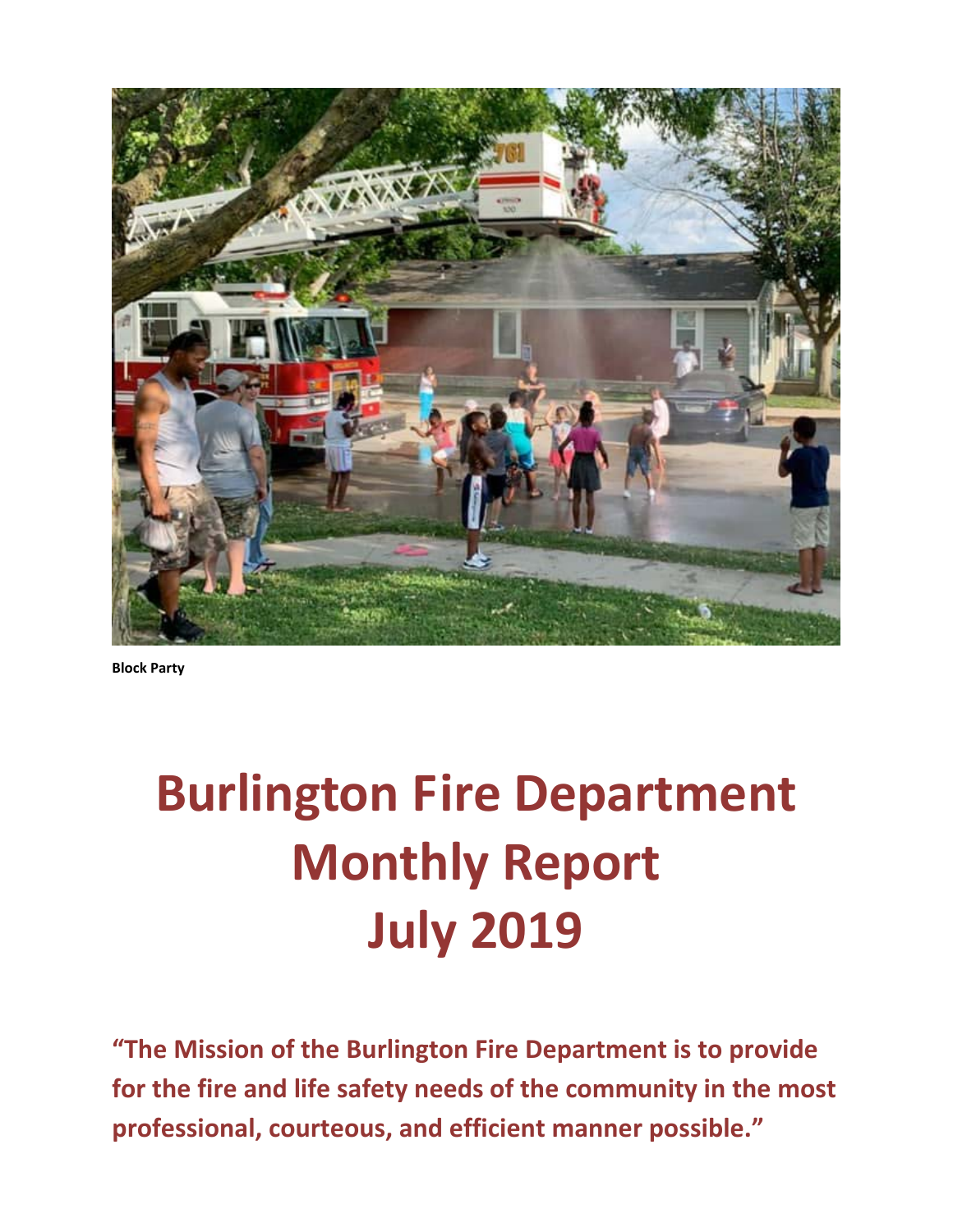Block Party

# Burlington Fire Department Monthly Report July 2019

**"The Mission of the Burlington Fire Department is to provide for the fire and life safety needs of the community in the most professional, courteous, and efficient manner possible."**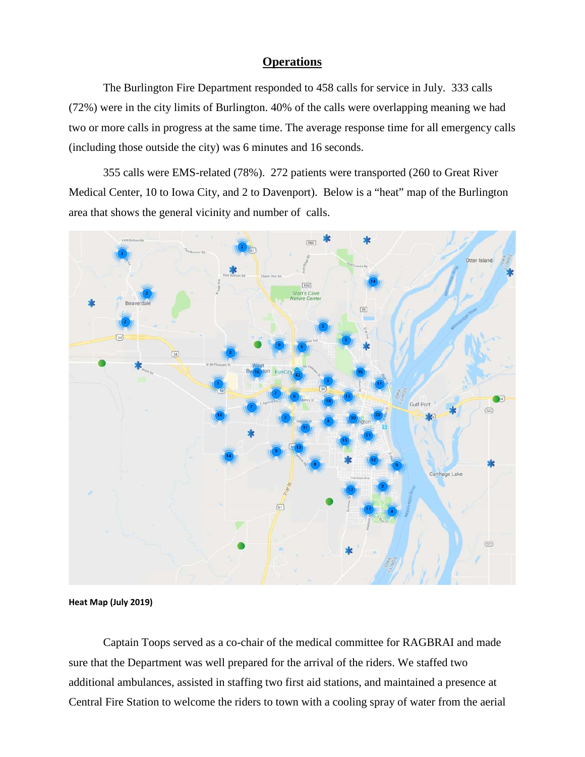# Operations

The Burlington Fire Department responded to 458 calls for service in July. 333 calls (72%) were in the city limits of Burlington. 40% of the calls were overlapping meaning we had two or more calls in progress at the same time. The average response time for all emergency calls (including those outside the city) was 6 minutes and 16 seconds.

355 calls were EMS-related (78%). 272 patients were transported (260 to Great River Medical Center, 10 to Iowa City, and 2 to Davenport). Below is a "heat" map of the Burlington area that shows the general vicinity and number of calls.

**Heat Map (July 2019)**

Captain Toops served as a co-chair of the medical committee for RAGBRAI and made sure that the Department was well prepared for the arrival of the riders. We staffed two additional ambulances, assisted in staffing two first aid stations, and maintained a presence at Central Fire Station to welcome the riders to town with a cooling spray of water from the aerial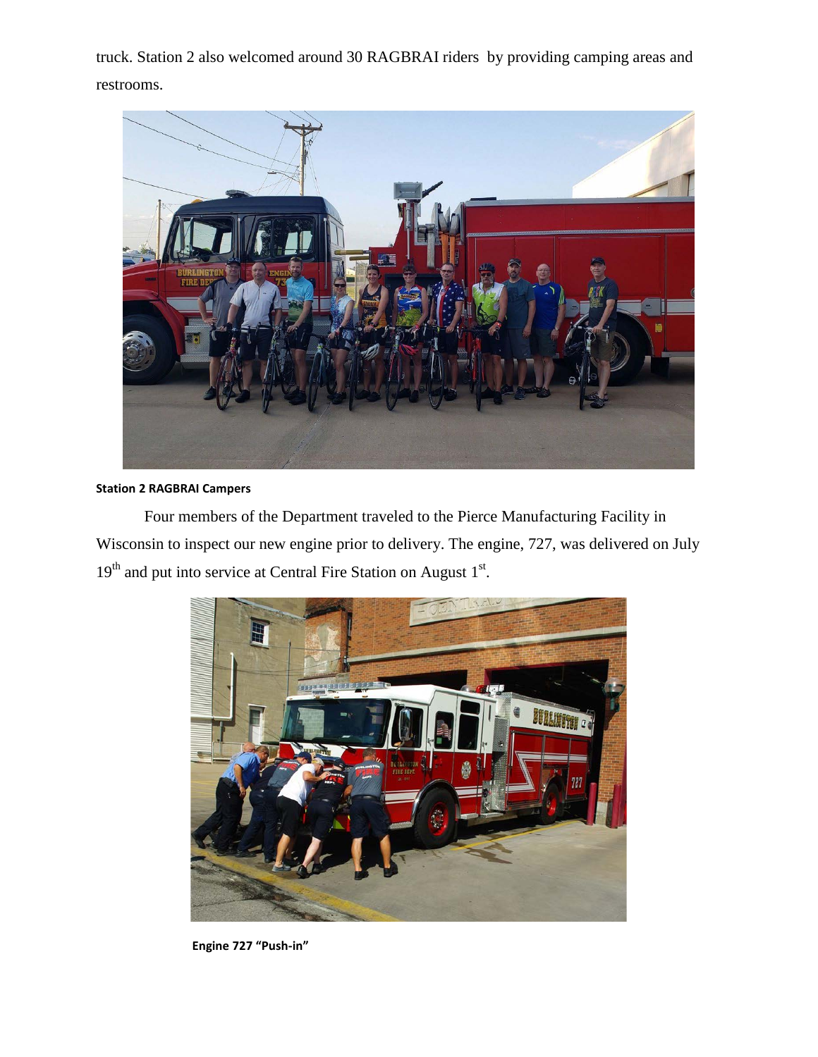truck. Station 2 also welcomed around 30 RAGBRAI riders by providing camping areas and restrooms.

**Station 2 RAGBRAI Campers**

Four members of the Department traveled to the Pierce Manufacturing Facility in Wisconsin to inspect our new engine prior to delivery. The engine, 727, was delivered on July 19th and put into service at Central Fire Station on August 1st.

**Engine 727 "Push-in"**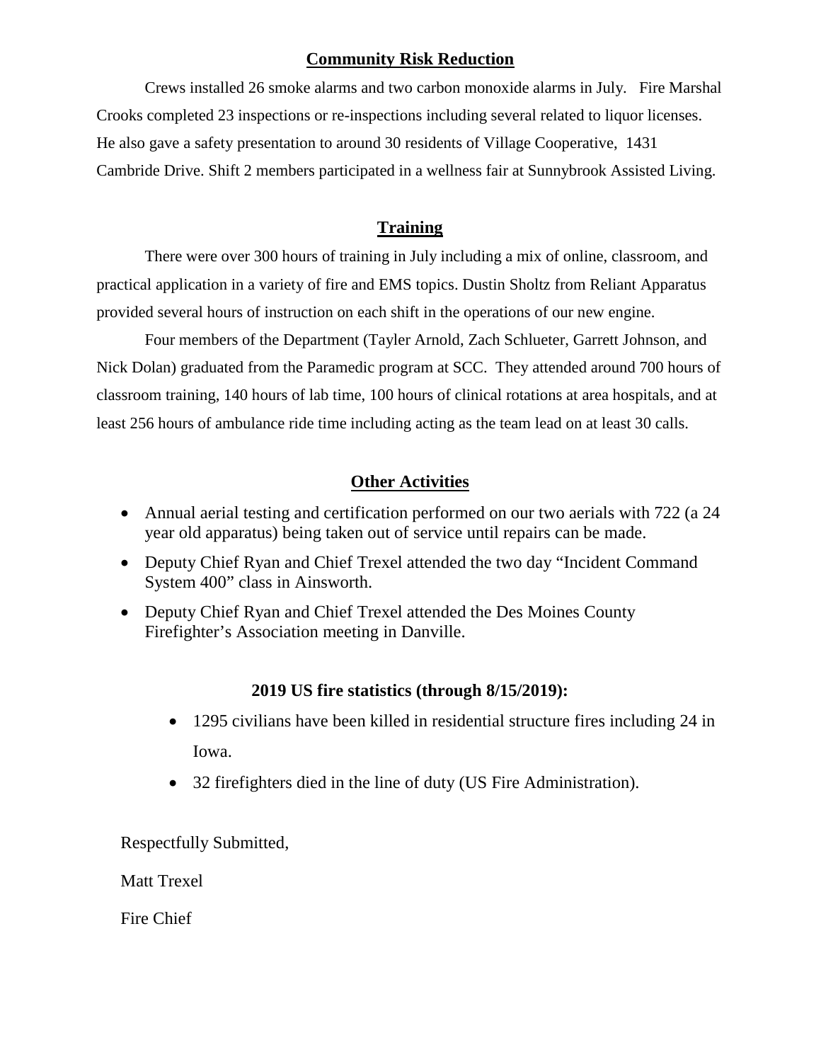## Community Risk Reduction

Crews installed 26 smoke alarms and two carbon monoxide alarms in July. Fire Marshal Crooks completed 23 inspections or re-inspections including several related to liquor licenses. He also gave a safety presentation to around 30 residents of Village Cooperative, 1431 Cambride Drive. Shift 2 members participated in a wellness fair at Sunnybrook Assisted Living.

## Training

There were over 300 hours of training in July including a mix of online, classroom, and practical application in a variety of fire and EMS topics. Dustin Sholtz from Reliant Apparatus provided several hours of instruction on each shift in the operations of our new engine.

Four members of the Department (Tayler Arnold, Zach Schlueter, Garrett Johnson, and Nick Dolan) graduated from the Paramedic program at SCC. They attended around 700 hours of classroom training, 140 hours of lab time, 100 hours of clinical rotations at area hospitals, and at least 256 hours of ambulance ride time including acting as the team lead on at least 30 calls.

## Other Activities

- Annual aerial testing and certification performed on our two aerials with 722 (a 24 year old apparatus) being taken out of service until repairs can be made.
- Deputy Chief Ryan and Chief Trexel attended the two day "Incident Command System 400" class in Ainsworth.
- Deputy Chief Ryan and Chief Trexel attended the Des Moines County Firefighter's Association meeting in Danville.

**2019 US fire statistics (through 8/15/2019):**

- 1295 civilians have been killed in residential structure fires including 24 in Iowa.
- 32 firefighters died in the line of duty (US Fire Administration).

Respectfully Submitted,

Matt Trexel

Fire Chief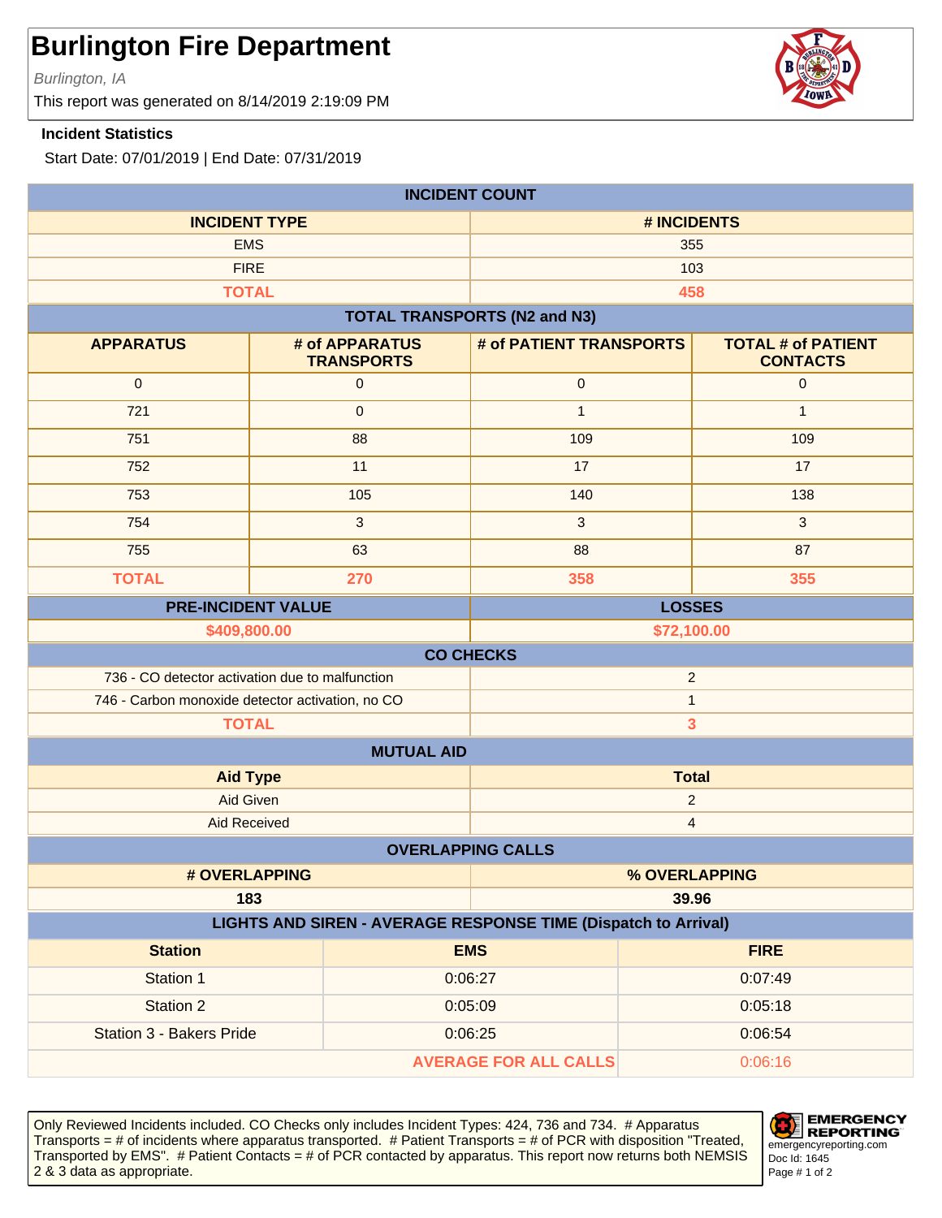# Burlington Fire Department

*Burlington, IA*

This report was generated on 8/14/2019 2:19:09 PM

**Incident Statistics**

Start Date: 07/01/2019 | End Date: 07/31/2019

**INCIDENT COUNT**

| INCIDENT TYPE | # INCIDENTS |
|---|---|
| EMS | 355 |
| FIRE | 103 |
| TOTAL | 458 |

**TOTAL TRANSPORTS (N2 and N3)**

| APPARATUS | # of APPARATUS TRANSPORTS | # of PATIENT TRANSPORTS | TOTAL # of PATIENT CONTACTS |
|---|---|---|---|
| 0 | 0 | 0 | 0 |
| 721 | 0 | 1 | 1 |
| 751 | 88 | 109 | 109 |
| 752 | 11 | 17 | 17 |
| 753 | 105 | 140 | 138 |
| 754 | 3 | 3 | 3 |
| 755 | 63 | 88 | 87 |
| TOTAL | 270 | 358 | 355 |

| PRE-INCIDENT VALUE | LOSSES |
|---|---|
| $409,800.00 | $72,100.00 |

**CO CHECKS**

| Type | Count |
|---|---|
| 736 - CO detector activation due to malfunction | 2 |
| 746 - Carbon monoxide detector activation, no CO | 1 |
| TOTAL | 3 |

**MUTUAL AID**

| Aid Type | Total |
|---|---|
| Aid Given | 2 |
| Aid Received | 4 |

**OVERLAPPING CALLS**

| # OVERLAPPING | % OVERLAPPING |
|---|---|
| 183 | 39.96 |

**LIGHTS AND SIREN - AVERAGE RESPONSE TIME (Dispatch to Arrival)**

| Station | EMS | FIRE |
|---|---|---|
| Station 1 | 0:06:27 | 0:07:49 |
| Station 2 | 0:05:09 | 0:05:18 |
| Station 3 - Bakers Pride | 0:06:25 | 0:06:54 |
| | AVERAGE FOR ALL CALLS | 0:06:16 |

Only Reviewed Incidents included. CO Checks only includes Incident Types: 424, 736 and 734. # Apparatus Transports = # of incidents where apparatus transported. # Patient Transports = # of PCR with disposition "Treated, Transported by EMS". # Patient Contacts = # of PCR contacted by apparatus. This report now returns both NEMSIS 2 & 3 data as appropriate.

EMERGENCY REPORTING
emergencyreporting.com
Doc Id: 1645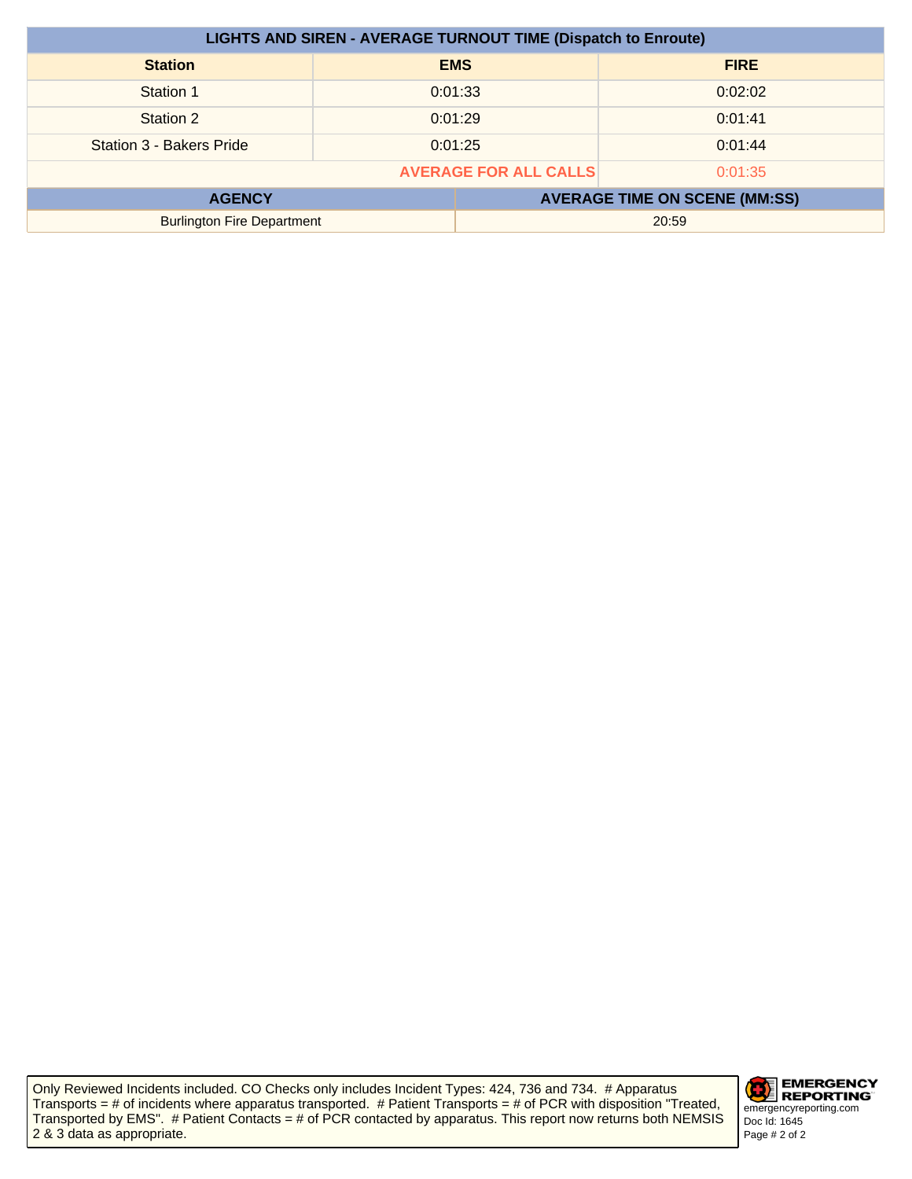| LIGHTS AND SIREN - AVERAGE TURNOUT TIME (Dispatch to Enroute) | | |
|---|---|---|
| **Station** | **EMS** | **FIRE** |
| Station 1 | 0:01:33 | 0:02:02 |
| Station 2 | 0:01:29 | 0:01:41 |
| Station 3 - Bakers Pride | 0:01:25 | 0:01:44 |
| | **AVERAGE FOR ALL CALLS** | 0:01:35 |

| AGENCY | AVERAGE TIME ON SCENE (MM:SS) |
|---|---|
| Burlington Fire Department | 20:59 |

Only Reviewed Incidents included. CO Checks only includes Incident Types: 424, 736 and 734. # Apparatus Transports = # of incidents where apparatus transported. # Patient Transports = # of PCR with disposition "Treated, Transported by EMS". # Patient Contacts = # of PCR contacted by apparatus. This report now returns both NEMSIS 2 & 3 data as appropriate.

EMERGENCY REPORTING
emergencyreporting.com
Doc Id: 1645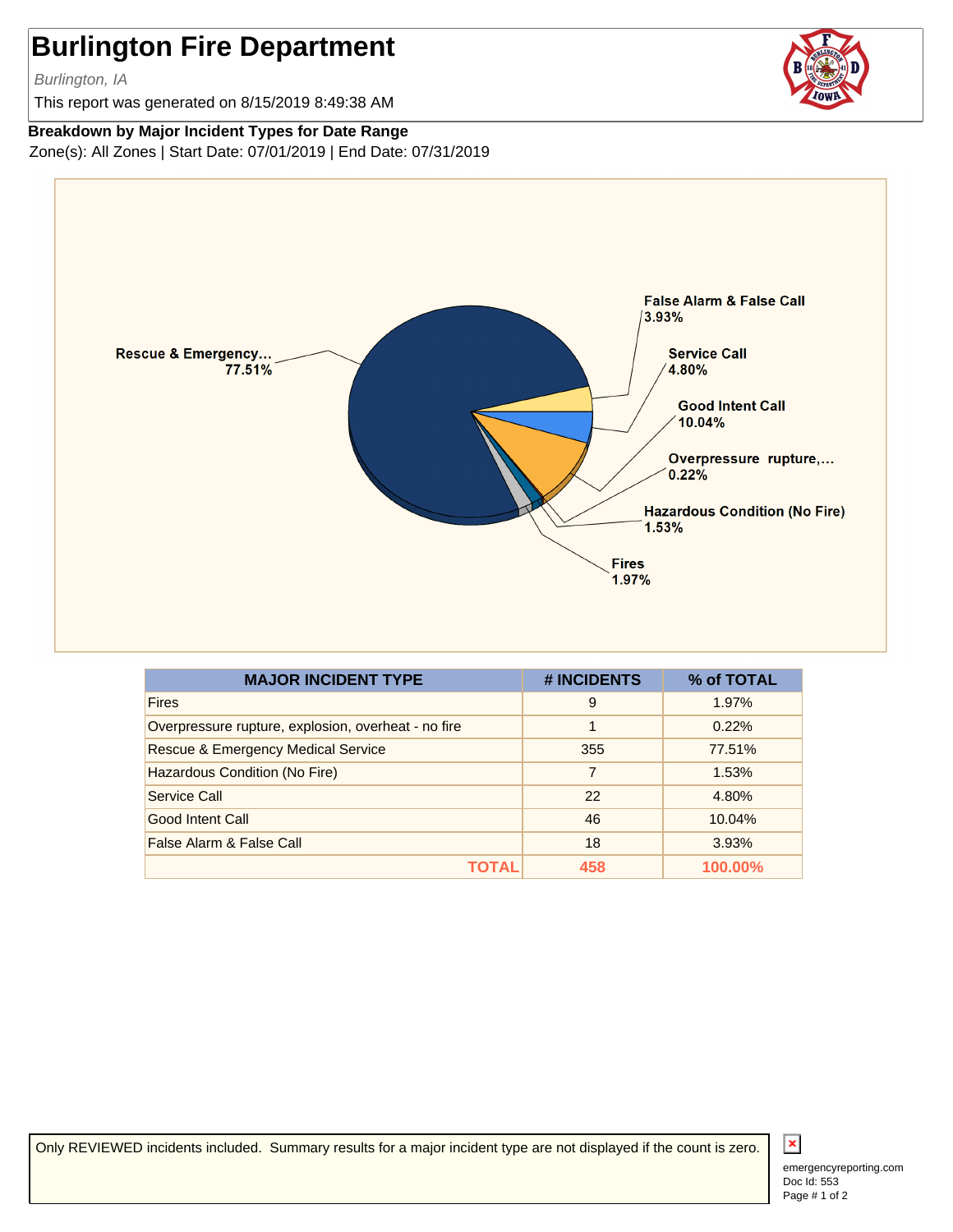# Burlington Fire Department

*Burlington, IA*

This report was generated on 8/15/2019 8:49:38 AM

**Breakdown by Major Incident Types for Date Range**

Zone(s): All Zones | Start Date: 07/01/2019 | End Date: 07/31/2019

| MAJOR INCIDENT TYPE | # INCIDENTS | % of TOTAL |
|---|---|---|
| Fires | 9 | 1.97% |
| Overpressure rupture, explosion, overheat - no fire | 1 | 0.22% |
| Rescue & Emergency Medical Service | 355 | 77.51% |
| Hazardous Condition (No Fire) | 7 | 1.53% |
| Service Call | 22 | 4.80% |
| Good Intent Call | 46 | 10.04% |
| False Alarm & False Call | 18 | 3.93% |
| **TOTAL** | **458** | **100.00%** |

Only REVIEWED incidents included. Summary results for a major incident type are not displayed if the count is zero.

emergencyreporting.com
Doc Id: 553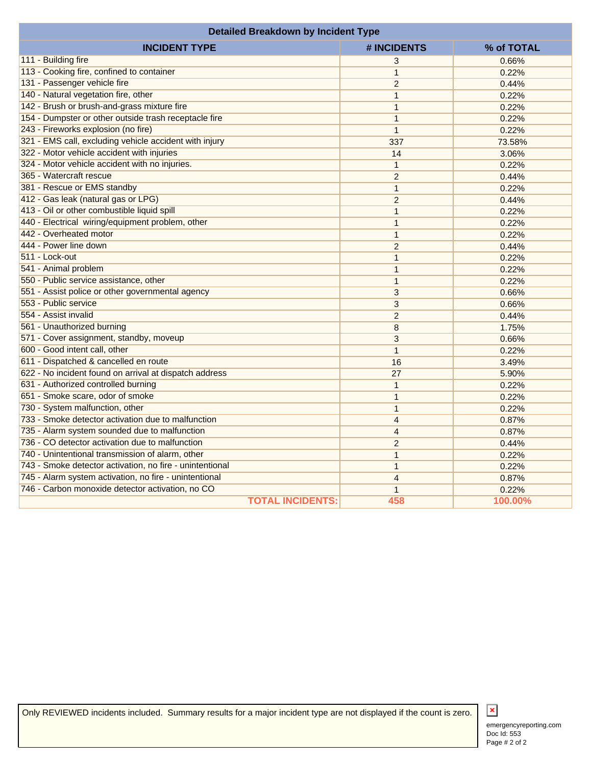## Detailed Breakdown by Incident Type

| INCIDENT TYPE | # INCIDENTS | % of TOTAL |
|---|---|---|
| 111 - Building fire | 3 | 0.66% |
| 113 - Cooking fire, confined to container | 1 | 0.22% |
| 131 - Passenger vehicle fire | 2 | 0.44% |
| 140 - Natural vegetation fire, other | 1 | 0.22% |
| 142 - Brush or brush-and-grass mixture fire | 1 | 0.22% |
| 154 - Dumpster or other outside trash receptacle fire | 1 | 0.22% |
| 243 - Fireworks explosion (no fire) | 1 | 0.22% |
| 321 - EMS call, excluding vehicle accident with injury | 337 | 73.58% |
| 322 - Motor vehicle accident with injuries | 14 | 3.06% |
| 324 - Motor vehicle accident with no injuries. | 1 | 0.22% |
| 365 - Watercraft rescue | 2 | 0.44% |
| 381 - Rescue or EMS standby | 1 | 0.22% |
| 412 - Gas leak (natural gas or LPG) | 2 | 0.44% |
| 413 - Oil or other combustible liquid spill | 1 | 0.22% |
| 440 - Electrical wiring/equipment problem, other | 1 | 0.22% |
| 442 - Overheated motor | 1 | 0.22% |
| 444 - Power line down | 2 | 0.44% |
| 511 - Lock-out | 1 | 0.22% |
| 541 - Animal problem | 1 | 0.22% |
| 550 - Public service assistance, other | 1 | 0.22% |
| 551 - Assist police or other governmental agency | 3 | 0.66% |
| 553 - Public service | 3 | 0.66% |
| 554 - Assist invalid | 2 | 0.44% |
| 561 - Unauthorized burning | 8 | 1.75% |
| 571 - Cover assignment, standby, moveup | 3 | 0.66% |
| 600 - Good intent call, other | 1 | 0.22% |
| 611 - Dispatched & cancelled en route | 16 | 3.49% |
| 622 - No incident found on arrival at dispatch address | 27 | 5.90% |
| 631 - Authorized controlled burning | 1 | 0.22% |
| 651 - Smoke scare, odor of smoke | 1 | 0.22% |
| 730 - System malfunction, other | 1 | 0.22% |
| 733 - Smoke detector activation due to malfunction | 4 | 0.87% |
| 735 - Alarm system sounded due to malfunction | 4 | 0.87% |
| 736 - CO detector activation due to malfunction | 2 | 0.44% |
| 740 - Unintentional transmission of alarm, other | 1 | 0.22% |
| 743 - Smoke detector activation, no fire - unintentional | 1 | 0.22% |
| 745 - Alarm system activation, no fire - unintentional | 4 | 0.87% |
| 746 - Carbon monoxide detector activation, no CO | 1 | 0.22% |
| **TOTAL INCIDENTS:** | **458** | **100.00%** |

Only REVIEWED incidents included. Summary results for a major incident type are not displayed if the count is zero.

emergencyreporting.com
Doc Id: 553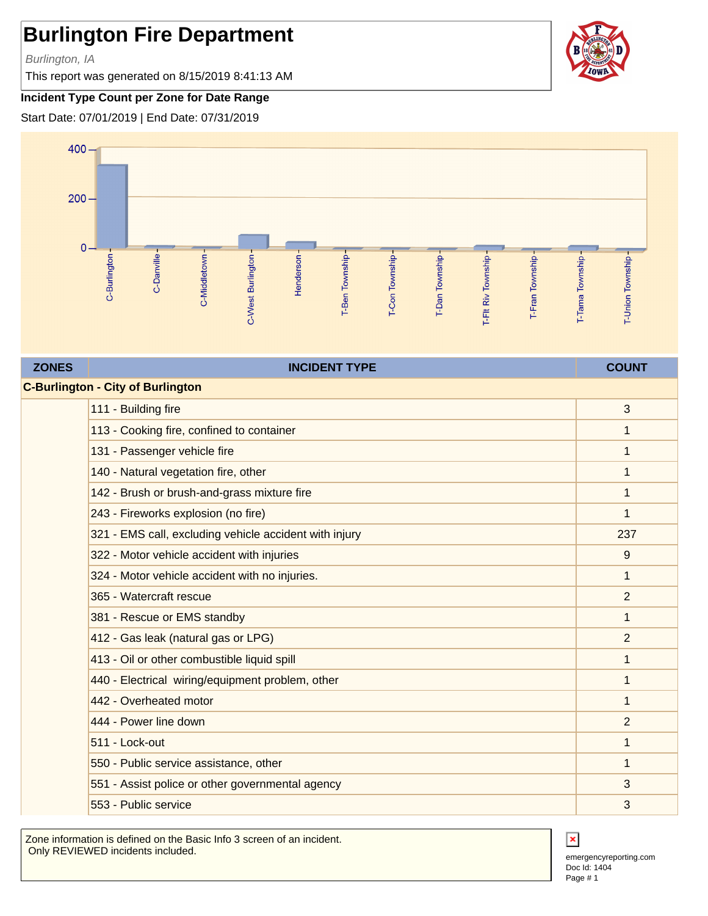# Burlington Fire Department

*Burlington, IA*

This report was generated on 8/15/2019 8:41:13 AM

**Incident Type Count per Zone for Date Range**

Start Date: 07/01/2019 | End Date: 07/31/2019

| ZONES | INCIDENT TYPE | COUNT |
|---|---|---|
| **C-Burlington - City of Burlington** | | |
| | 111 - Building fire | 3 |
| | 113 - Cooking fire, confined to container | 1 |
| | 131 - Passenger vehicle fire | 1 |
| | 140 - Natural vegetation fire, other | 1 |
| | 142 - Brush or brush-and-grass mixture fire | 1 |
| | 243 - Fireworks explosion (no fire) | 1 |
| | 321 - EMS call, excluding vehicle accident with injury | 237 |
| | 322 - Motor vehicle accident with injuries | 9 |
| | 324 - Motor vehicle accident with no injuries. | 1 |
| | 365 - Watercraft rescue | 2 |
| | 381 - Rescue or EMS standby | 1 |
| | 412 - Gas leak (natural gas or LPG) | 2 |
| | 413 - Oil or other combustible liquid spill | 1 |
| | 440 - Electrical wiring/equipment problem, other | 1 |
| | 442 - Overheated motor | 1 |
| | 444 - Power line down | 2 |
| | 511 - Lock-out | 1 |
| | 550 - Public service assistance, other | 1 |
| | 551 - Assist police or other governmental agency | 3 |
| | 553 - Public service | 3 |

Zone information is defined on the Basic Info 3 screen of an incident.
Only REVIEWED incidents included.

emergencyreporting.com
Doc Id: 1404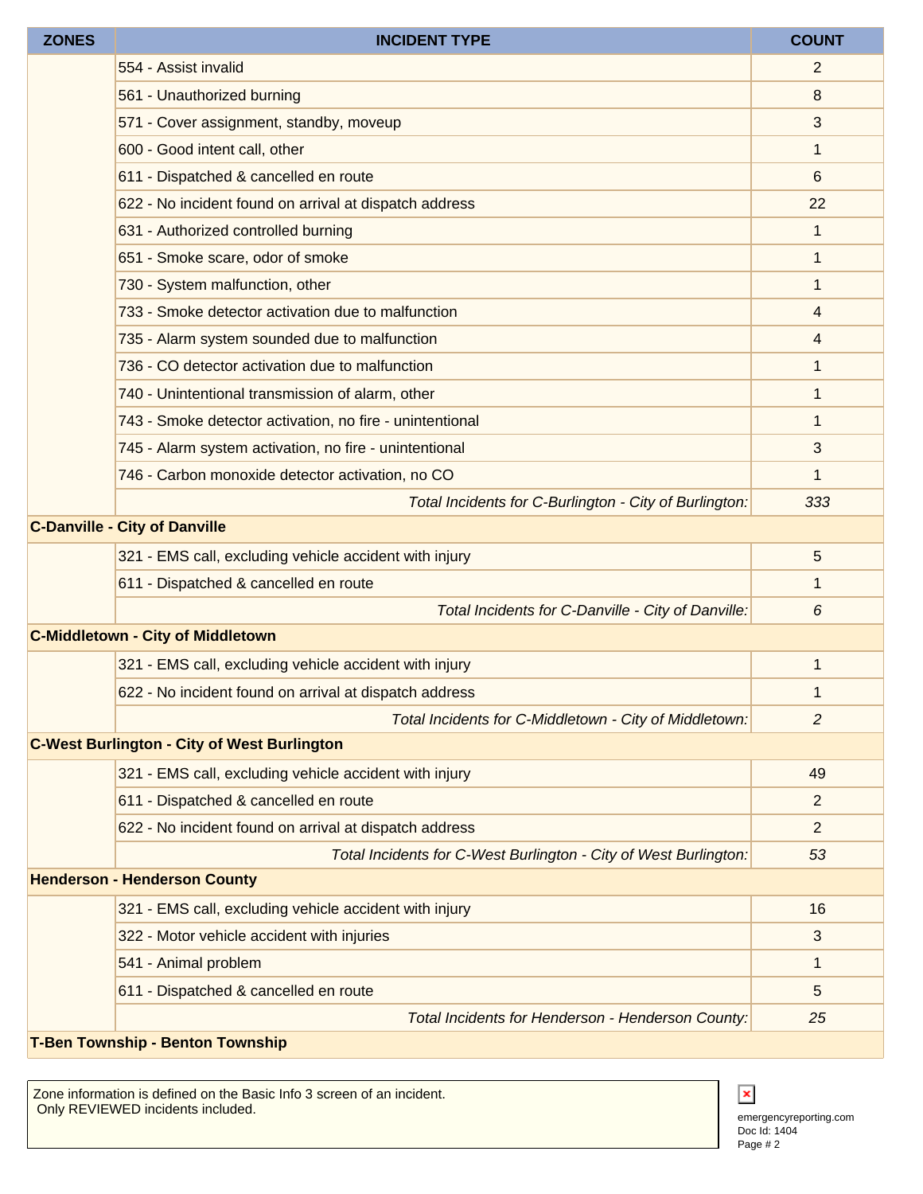| ZONES | INCIDENT TYPE | COUNT |
| --- | --- | --- |
| | 554 - Assist invalid | 2 |
| | 561 - Unauthorized burning | 8 |
| | 571 - Cover assignment, standby, moveup | 3 |
| | 600 - Good intent call, other | 1 |
| | 611 - Dispatched & cancelled en route | 6 |
| | 622 - No incident found on arrival at dispatch address | 22 |
| | 631 - Authorized controlled burning | 1 |
| | 651 - Smoke scare, odor of smoke | 1 |
| | 730 - System malfunction, other | 1 |
| | 733 - Smoke detector activation due to malfunction | 4 |
| | 735 - Alarm system sounded due to malfunction | 4 |
| | 736 - CO detector activation due to malfunction | 1 |
| | 740 - Unintentional transmission of alarm, other | 1 |
| | 743 - Smoke detector activation, no fire - unintentional | 1 |
| | 745 - Alarm system activation, no fire - unintentional | 3 |
| | 746 - Carbon monoxide detector activation, no CO | 1 |
| | *Total Incidents for C-Burlington - City of Burlington:* | *333* |
| **C-Danville - City of Danville** | | |
| | 321 - EMS call, excluding vehicle accident with injury | 5 |
| | 611 - Dispatched & cancelled en route | 1 |
| | *Total Incidents for C-Danville - City of Danville:* | *6* |
| **C-Middletown - City of Middletown** | | |
| | 321 - EMS call, excluding vehicle accident with injury | 1 |
| | 622 - No incident found on arrival at dispatch address | 1 |
| | *Total Incidents for C-Middletown - City of Middletown:* | *2* |
| **C-West Burlington - City of West Burlington** | | |
| | 321 - EMS call, excluding vehicle accident with injury | 49 |
| | 611 - Dispatched & cancelled en route | 2 |
| | 622 - No incident found on arrival at dispatch address | 2 |
| | *Total Incidents for C-West Burlington - City of West Burlington:* | *53* |
| **Henderson - Henderson County** | | |
| | 321 - EMS call, excluding vehicle accident with injury | 16 |
| | 322 - Motor vehicle accident with injuries | 3 |
| | 541 - Animal problem | 1 |
| | 611 - Dispatched & cancelled en route | 5 |
| | *Total Incidents for Henderson - Henderson County:* | *25* |
| **T-Ben Township - Benton Township** | | |

Zone information is defined on the Basic Info 3 screen of an incident.
Only REVIEWED incidents included.

emergencyreporting.com
Doc Id: 1404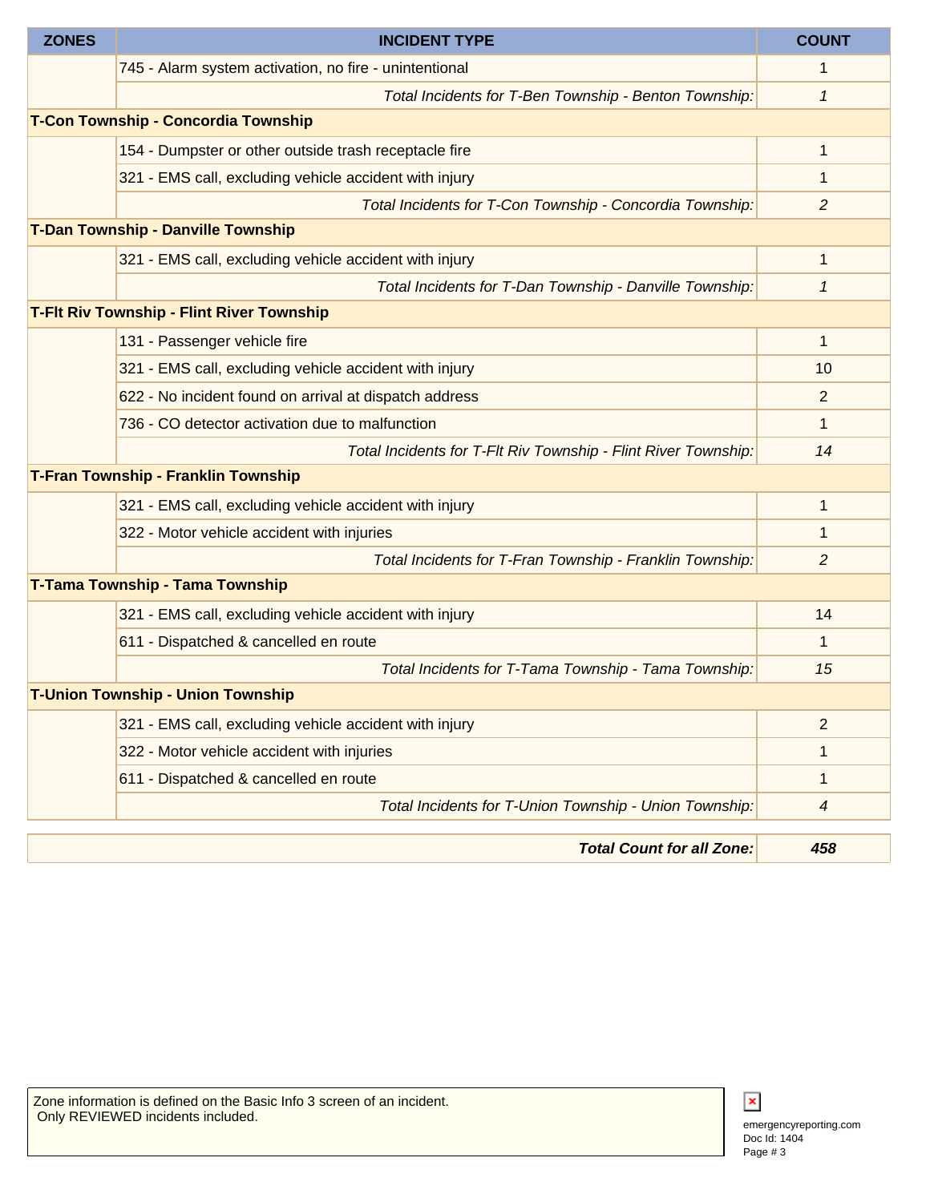| ZONES | INCIDENT TYPE | COUNT |
|---|---|---|
| | 745 - Alarm system activation, no fire - unintentional | 1 |
| | *Total Incidents for T-Ben Township - Benton Township:* | *1* |
| **T-Con Township - Concordia Township** | | |
| | 154 - Dumpster or other outside trash receptacle fire | 1 |
| | 321 - EMS call, excluding vehicle accident with injury | 1 |
| | *Total Incidents for T-Con Township - Concordia Township:* | *2* |
| **T-Dan Township - Danville Township** | | |
| | 321 - EMS call, excluding vehicle accident with injury | 1 |
| | *Total Incidents for T-Dan Township - Danville Township:* | *1* |
| **T-Flt Riv Township - Flint River Township** | | |
| | 131 - Passenger vehicle fire | 1 |
| | 321 - EMS call, excluding vehicle accident with injury | 10 |
| | 622 - No incident found on arrival at dispatch address | 2 |
| | 736 - CO detector activation due to malfunction | 1 |
| | *Total Incidents for T-Flt Riv Township - Flint River Township:* | *14* |
| **T-Fran Township - Franklin Township** | | |
| | 321 - EMS call, excluding vehicle accident with injury | 1 |
| | 322 - Motor vehicle accident with injuries | 1 |
| | *Total Incidents for T-Fran Township - Franklin Township:* | *2* |
| **T-Tama Township - Tama Township** | | |
| | 321 - EMS call, excluding vehicle accident with injury | 14 |
| | 611 - Dispatched & cancelled en route | 1 |
| | *Total Incidents for T-Tama Township - Tama Township:* | *15* |
| **T-Union Township - Union Township** | | |
| | 321 - EMS call, excluding vehicle accident with injury | 2 |
| | 322 - Motor vehicle accident with injuries | 1 |
| | 611 - Dispatched & cancelled en route | 1 |
| | *Total Incidents for T-Union Township - Union Township:* | *4* |

| | |
|---|---|
| ***Total Count for all Zone:*** | ***458*** |

Zone information is defined on the Basic Info 3 screen of an incident.
Only REVIEWED incidents included.

emergencyreporting.com
Doc Id: 1404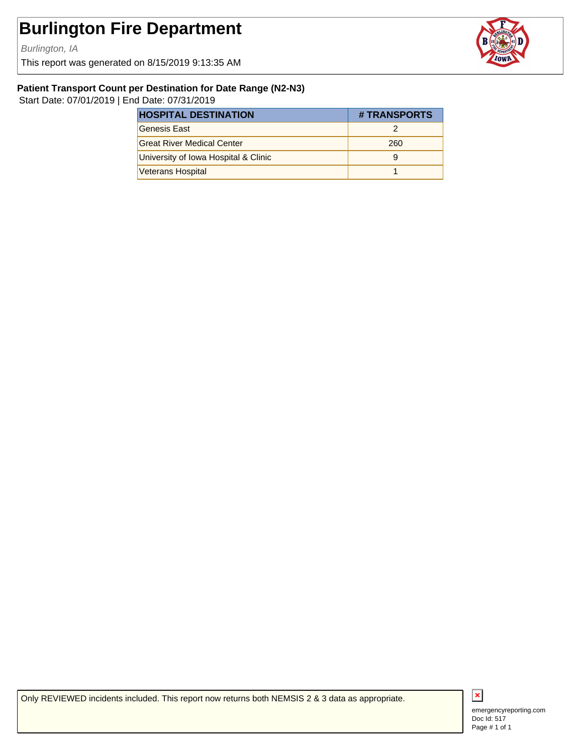# Burlington Fire Department

*Burlington, IA*

This report was generated on 8/15/2019 9:13:35 AM

**Patient Transport Count per Destination for Date Range (N2-N3)**

Start Date: 07/01/2019 | End Date: 07/31/2019

| HOSPITAL DESTINATION | # TRANSPORTS |
|---|---|
| Genesis East | 2 |
| Great River Medical Center | 260 |
| University of Iowa Hospital & Clinic | 9 |
| Veterans Hospital | 1 |

Only REVIEWED incidents included. This report now returns both NEMSIS 2 & 3 data as appropriate.

emergencyreporting.com
Doc Id: 517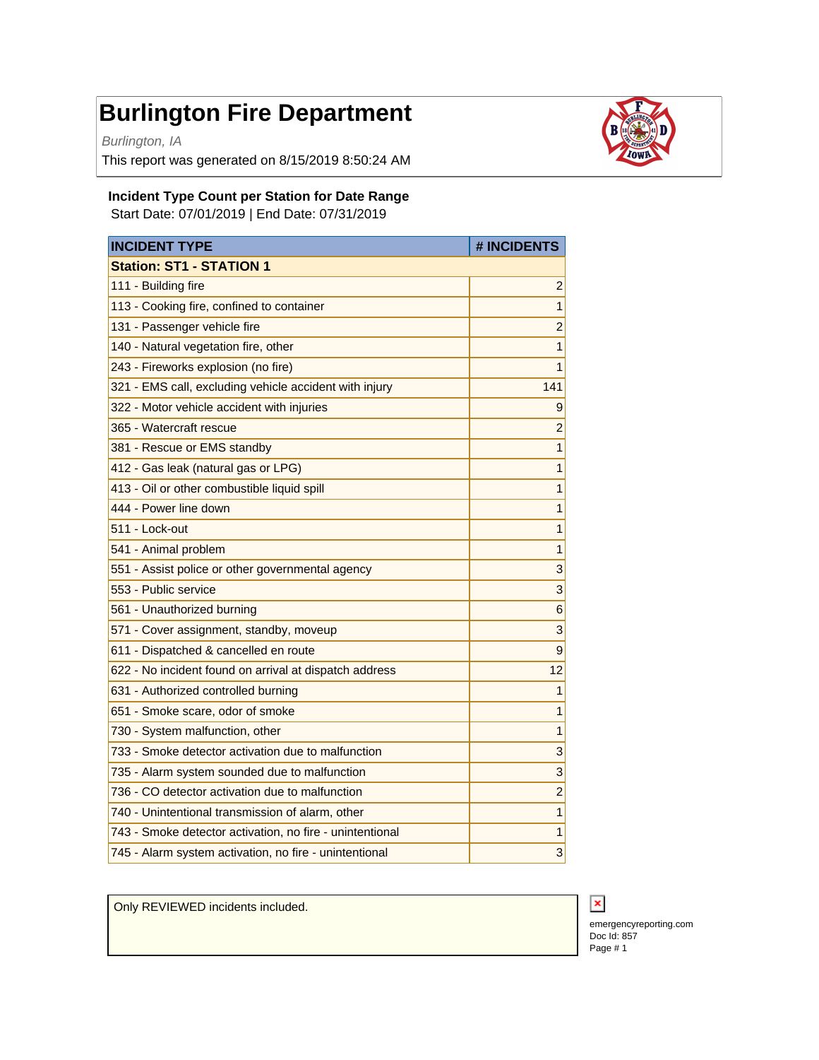# Burlington Fire Department

*Burlington, IA*

This report was generated on 8/15/2019 8:50:24 AM

**Incident Type Count per Station for Date Range**

Start Date: 07/01/2019 | End Date: 07/31/2019

| INCIDENT TYPE | # INCIDENTS |
|---|---|
| **Station: ST1 - STATION 1** | |
| 111 - Building fire | 2 |
| 113 - Cooking fire, confined to container | 1 |
| 131 - Passenger vehicle fire | 2 |
| 140 - Natural vegetation fire, other | 1 |
| 243 - Fireworks explosion (no fire) | 1 |
| 321 - EMS call, excluding vehicle accident with injury | 141 |
| 322 - Motor vehicle accident with injuries | 9 |
| 365 - Watercraft rescue | 2 |
| 381 - Rescue or EMS standby | 1 |
| 412 - Gas leak (natural gas or LPG) | 1 |
| 413 - Oil or other combustible liquid spill | 1 |
| 444 - Power line down | 1 |
| 511 - Lock-out | 1 |
| 541 - Animal problem | 1 |
| 551 - Assist police or other governmental agency | 3 |
| 553 - Public service | 3 |
| 561 - Unauthorized burning | 6 |
| 571 - Cover assignment, standby, moveup | 3 |
| 611 - Dispatched & cancelled en route | 9 |
| 622 - No incident found on arrival at dispatch address | 12 |
| 631 - Authorized controlled burning | 1 |
| 651 - Smoke scare, odor of smoke | 1 |
| 730 - System malfunction, other | 1 |
| 733 - Smoke detector activation due to malfunction | 3 |
| 735 - Alarm system sounded due to malfunction | 3 |
| 736 - CO detector activation due to malfunction | 2 |
| 740 - Unintentional transmission of alarm, other | 1 |
| 743 - Smoke detector activation, no fire - unintentional | 1 |
| 745 - Alarm system activation, no fire - unintentional | 3 |

Only REVIEWED incidents included.

emergencyreporting.com
Doc Id: 857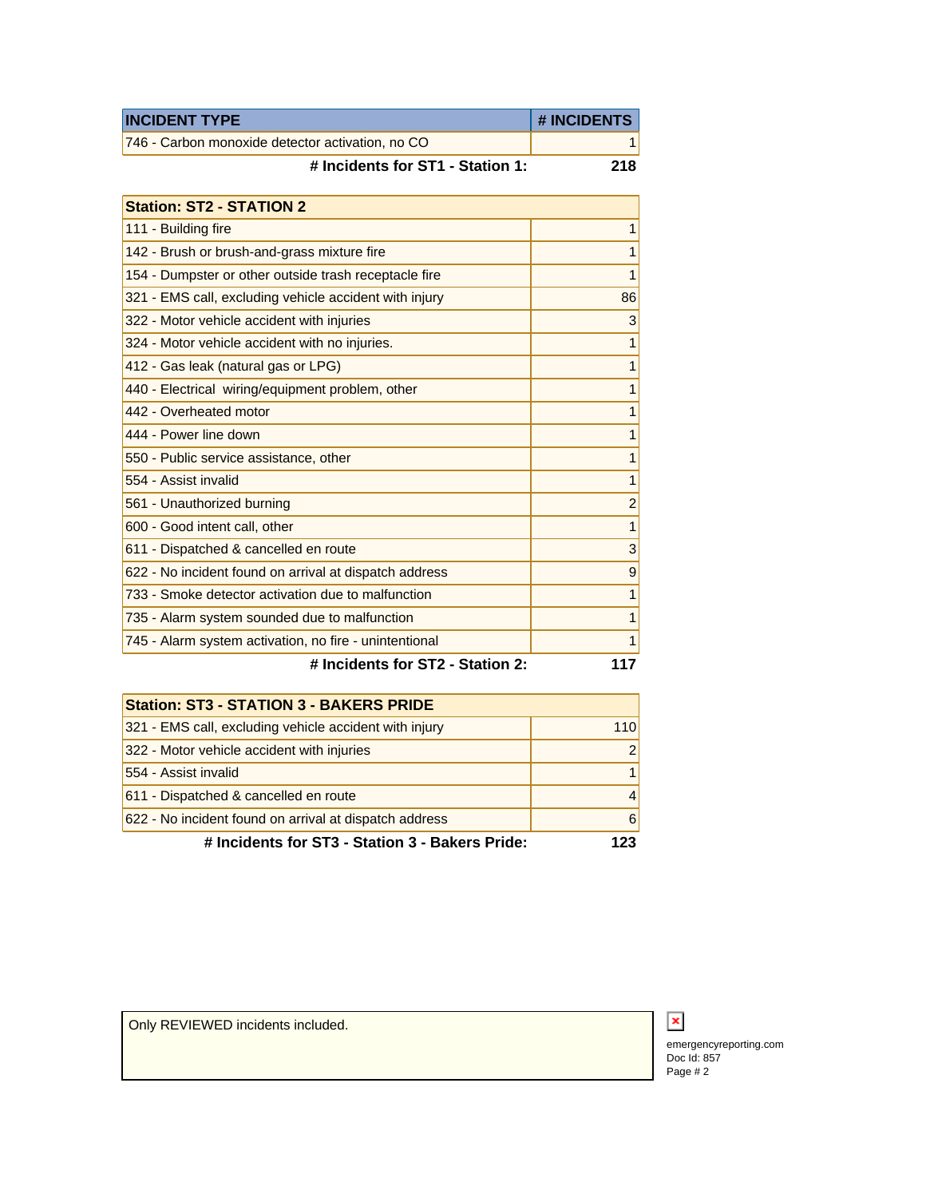| INCIDENT TYPE | # INCIDENTS |
| --- | --- |
| 746 - Carbon monoxide detector activation, no CO | 1 |
| **# Incidents for ST1 - Station 1:** | **218** |

| Station: ST2 - STATION 2 | |
| --- | --- |
| 111 - Building fire | 1 |
| 142 - Brush or brush-and-grass mixture fire | 1 |
| 154 - Dumpster or other outside trash receptacle fire | 1 |
| 321 - EMS call, excluding vehicle accident with injury | 86 |
| 322 - Motor vehicle accident with injuries | 3 |
| 324 - Motor vehicle accident with no injuries. | 1 |
| 412 - Gas leak (natural gas or LPG) | 1 |
| 440 - Electrical wiring/equipment problem, other | 1 |
| 442 - Overheated motor | 1 |
| 444 - Power line down | 1 |
| 550 - Public service assistance, other | 1 |
| 554 - Assist invalid | 1 |
| 561 - Unauthorized burning | 2 |
| 600 - Good intent call, other | 1 |
| 611 - Dispatched & cancelled en route | 3 |
| 622 - No incident found on arrival at dispatch address | 9 |
| 733 - Smoke detector activation due to malfunction | 1 |
| 735 - Alarm system sounded due to malfunction | 1 |
| 745 - Alarm system activation, no fire - unintentional | 1 |
| **# Incidents for ST2 - Station 2:** | **117** |

| Station: ST3 - STATION 3 - BAKERS PRIDE | |
| --- | --- |
| 321 - EMS call, excluding vehicle accident with injury | 110 |
| 322 - Motor vehicle accident with injuries | 2 |
| 554 - Assist invalid | 1 |
| 611 - Dispatched & cancelled en route | 4 |
| 622 - No incident found on arrival at dispatch address | 6 |
| **# Incidents for ST3 - Station 3 - Bakers Pride:** | **123** |

Only REVIEWED incidents included.

emergencyreporting.com
Doc Id: 857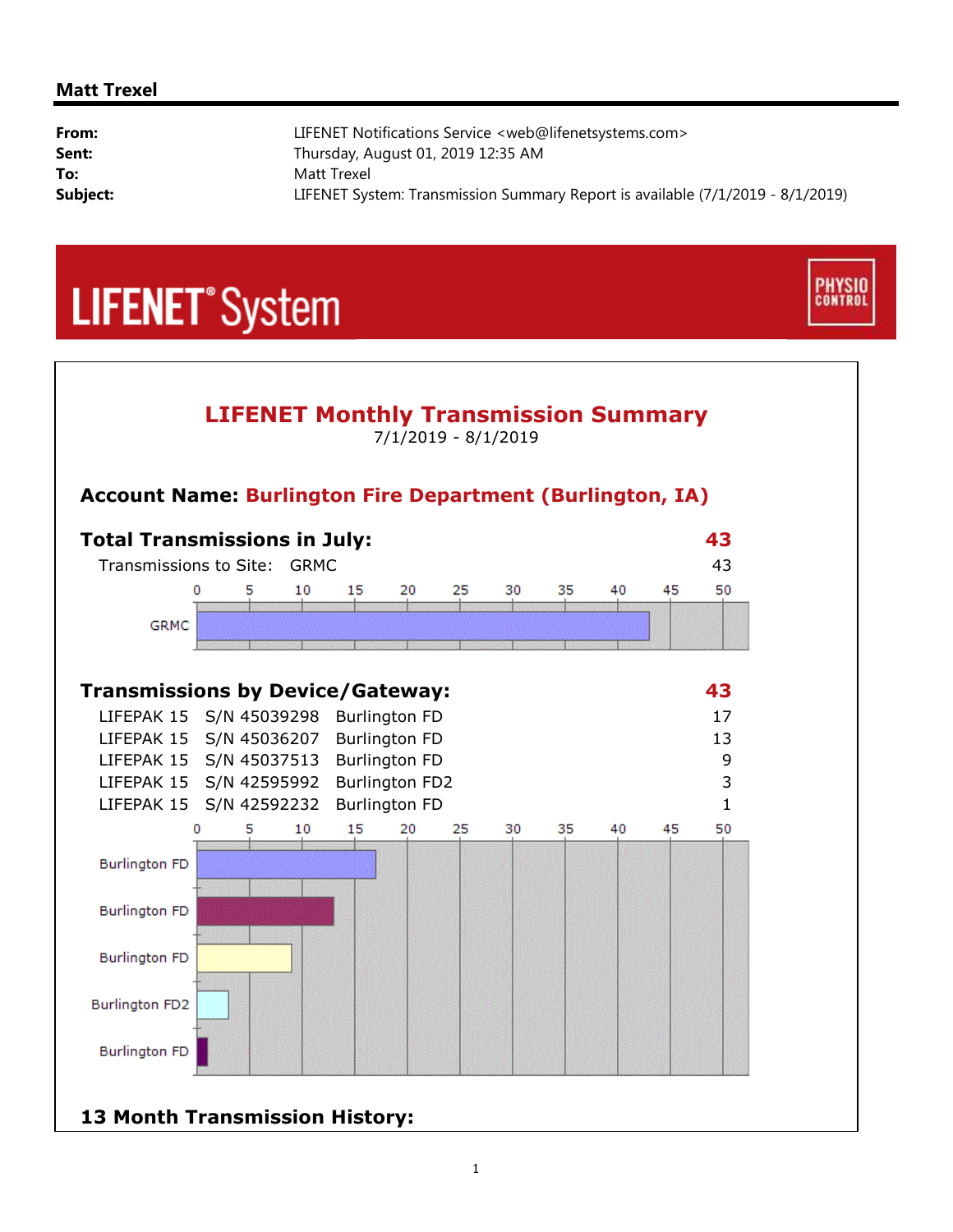**Matt Trexel**

| | |
|---|---|
| **From:** | LIFENET Notifications Service <web@lifenetsystems.com> |
| **Sent:** | Thursday, August 01, 2019 12:35 AM |
| **To:** | Matt Trexel |
| **Subject:** | LIFENET System: Transmission Summary Report is available (7/1/2019 - 8/1/2019) |

LIFENET® System

PHYSIO CONTROL

# LIFENET Monthly Transmission Summary

7/1/2019 - 8/1/2019

## Account Name: Burlington Fire Department (Burlington, IA)

## Total Transmissions in July: 43

| Transmissions to Site: | GRMC | 43 |
|---|---|---|

## Transmissions by Device/Gateway: 43

| Device | Serial Number | Gateway | Transmissions |
|---|---|---|---|
| LIFEPAK 15 | S/N 45039298 | Burlington FD | 17 |
| LIFEPAK 15 | S/N 45036207 | Burlington FD | 13 |
| LIFEPAK 15 | S/N 45037513 | Burlington FD | 9 |
| LIFEPAK 15 | S/N 42595992 | Burlington FD2 | 3 |
| LIFEPAK 15 | S/N 42592232 | Burlington FD | 1 |

## 13 Month Transmission History: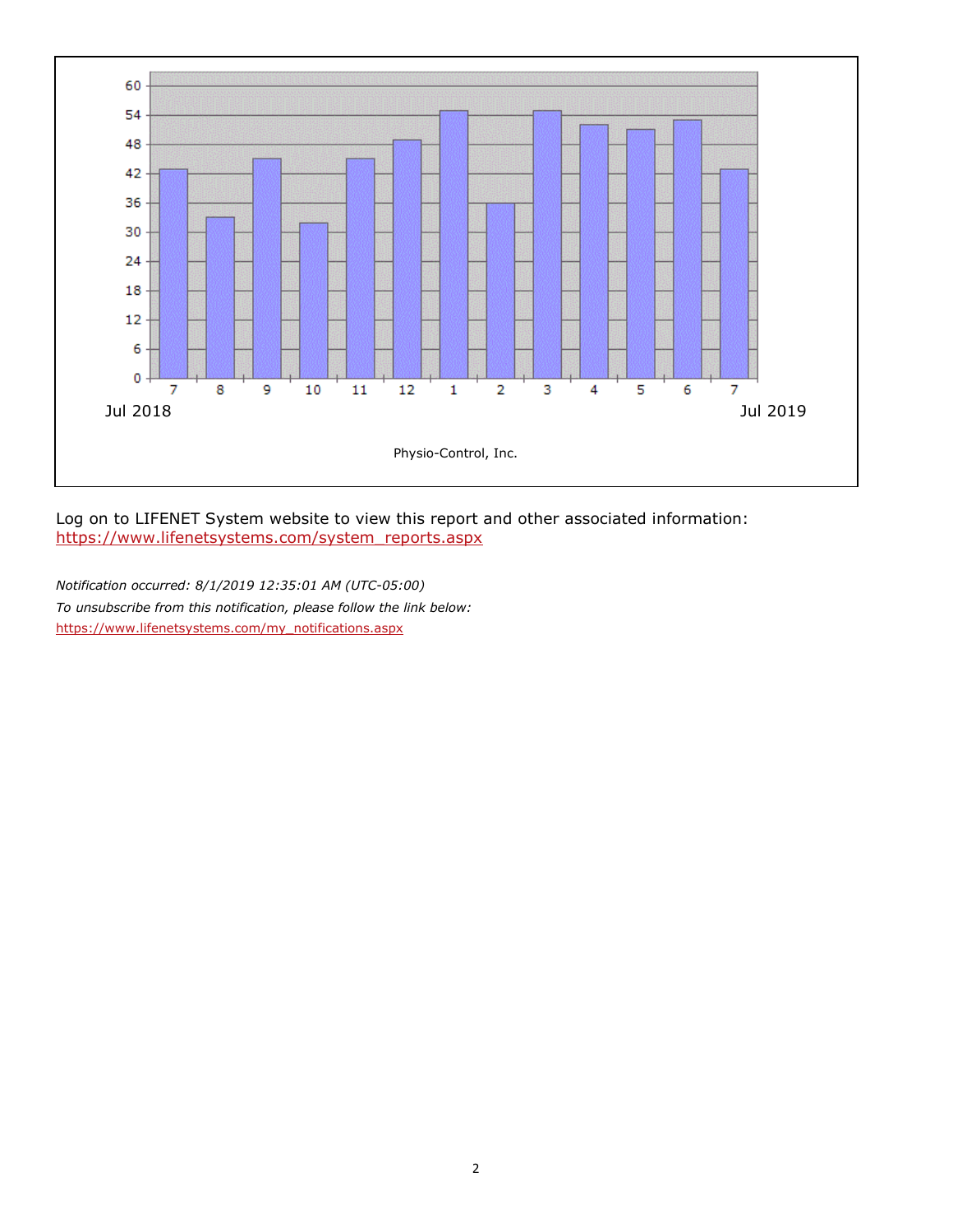60
54
48
42
36
30
24
18
12
6
0

7 8 9 10 11 12 1 2 3 4 5 6 7

Jul 2018

Jul 2019

Physio-Control, Inc.

Log on to LIFENET System website to view this report and other associated information:
https://www.lifenetsystems.com/system_reports.aspx

*Notification occurred: 8/1/2019 12:35:01 AM (UTC-05:00)*

*To unsubscribe from this notification, please follow the link below:*

https://www.lifenetsystems.com/my_notifications.aspx